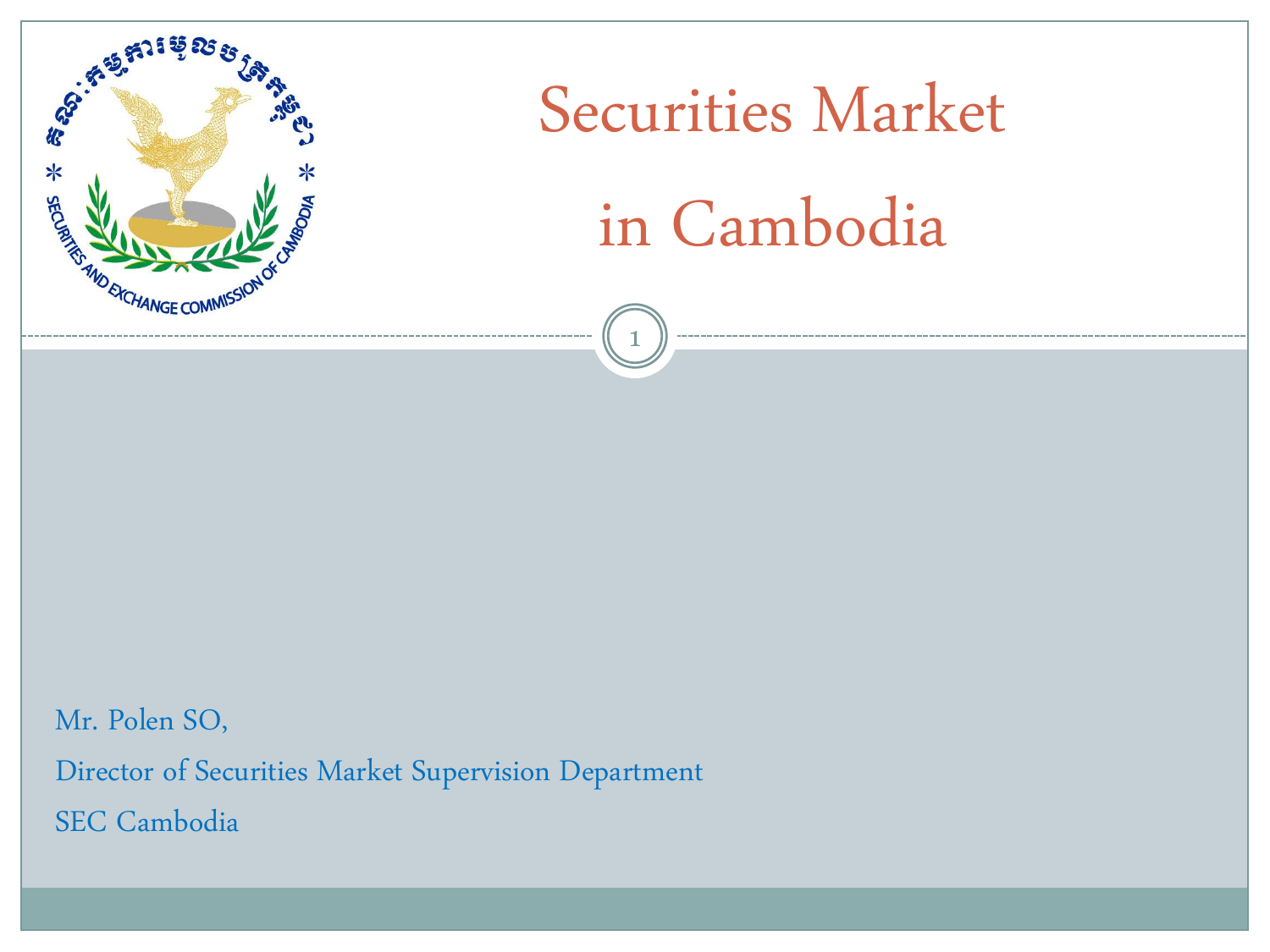# Securities Market in Cambodia

Mr. Polen SO,

Director of Securities Market Supervision Department

SEC Cambodia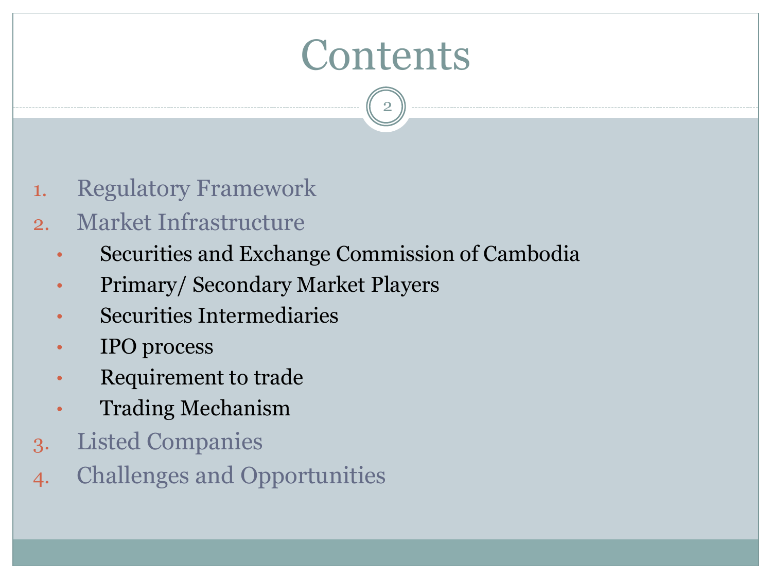# Contents

1. Regulatory Framework
2. Market Infrastructure
   - Securities and Exchange Commission of Cambodia
   - Primary/ Secondary Market Players
   - Securities Intermediaries
   - IPO process
   - Requirement to trade
   - Trading Mechanism
3. Listed Companies
4. Challenges and Opportunities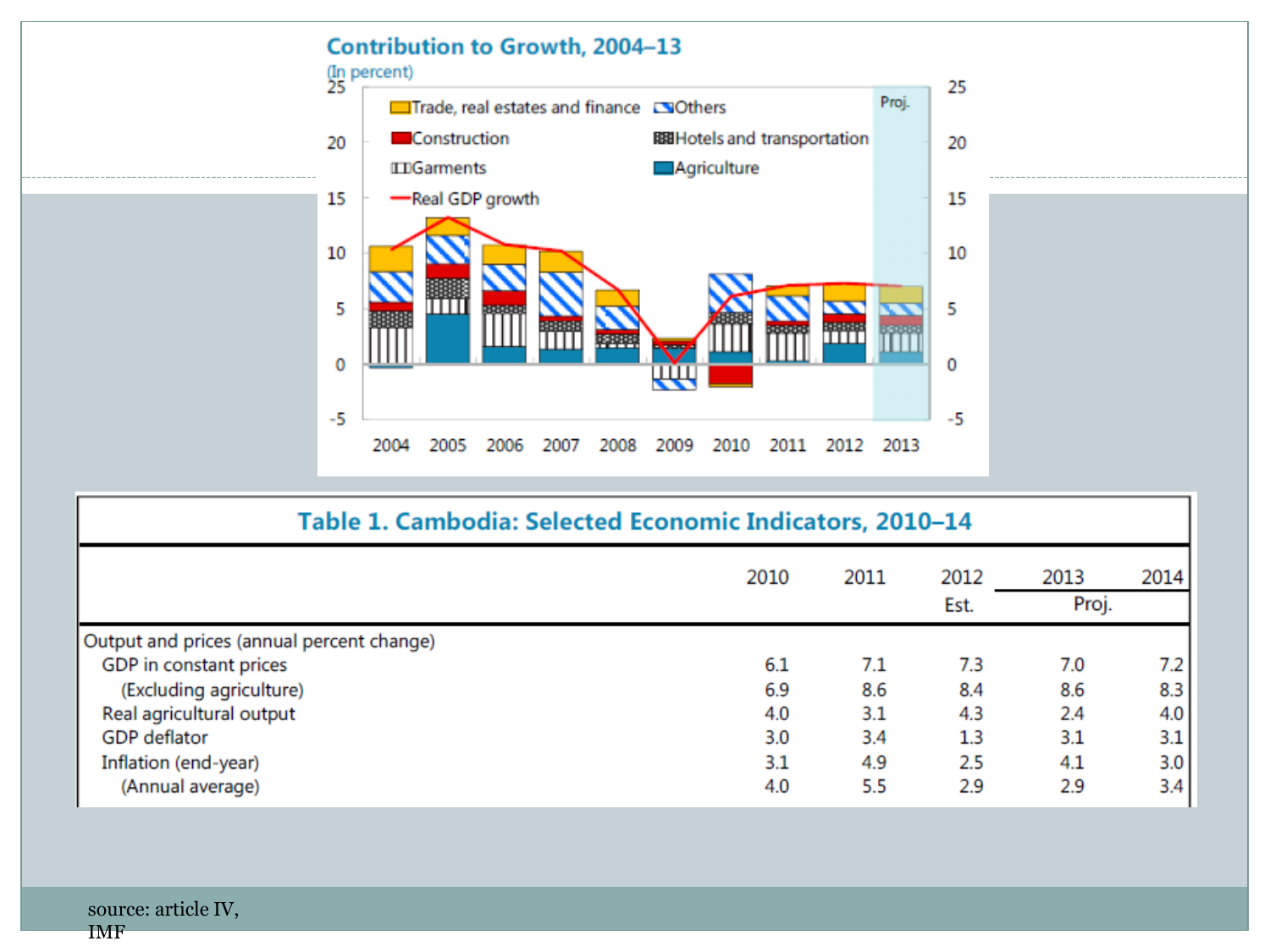**Contribution to Growth, 2004–13**

(In percent)

**Table 1. Cambodia: Selected Economic Indicators, 2010–14**

| | 2010 | 2011 | 2012 | 2013 | 2014 |
|---|---|---|---|---|---|
| | | | Est. | Proj. | |
| Output and prices (annual percent change) | | | | | |
| GDP in constant prices | 6.1 | 7.1 | 7.3 | 7.0 | 7.2 |
| (Excluding agriculture) | 6.9 | 8.6 | 8.4 | 8.6 | 8.3 |
| Real agricultural output | 4.0 | 3.1 | 4.3 | 2.4 | 4.0 |
| GDP deflator | 3.0 | 3.4 | 1.3 | 3.1 | 3.1 |
| Inflation (end-year) | 3.1 | 4.9 | 2.5 | 4.1 | 3.0 |
| (Annual average) | 4.0 | 5.5 | 2.9 | 2.9 | 3.4 |

source: article IV, IMF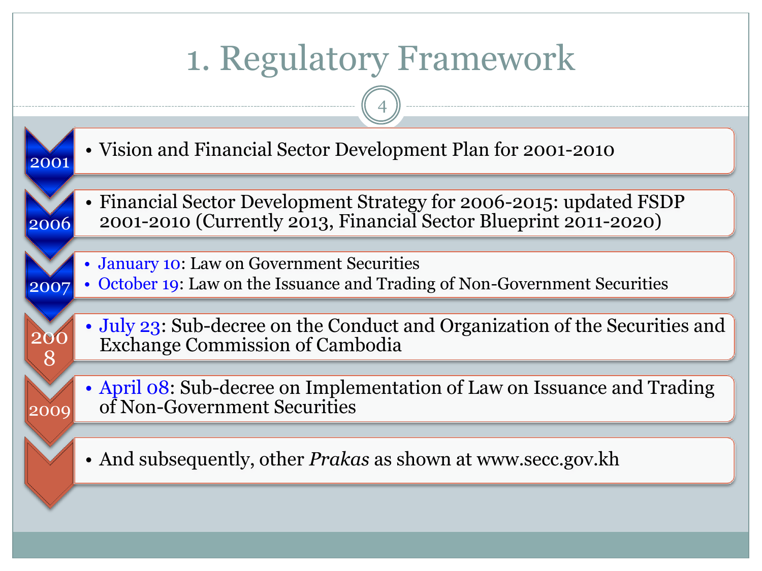# 1. Regulatory Framework

**2001**

- Vision and Financial Sector Development Plan for 2001-2010

**2006**

- Financial Sector Development Strategy for 2006-2015: updated FSDP 2001-2010 (Currently 2013, Financial Sector Blueprint 2011-2020)

**2007**

- January 10: Law on Government Securities
- October 19: Law on the Issuance and Trading of Non-Government Securities

**2008**

- July 23: Sub-decree on the Conduct and Organization of the Securities and Exchange Commission of Cambodia

**2009**

- April 08: Sub-decree on Implementation of Law on Issuance and Trading of Non-Government Securities

- And subsequently, other *Prakas* as shown at www.secc.gov.kh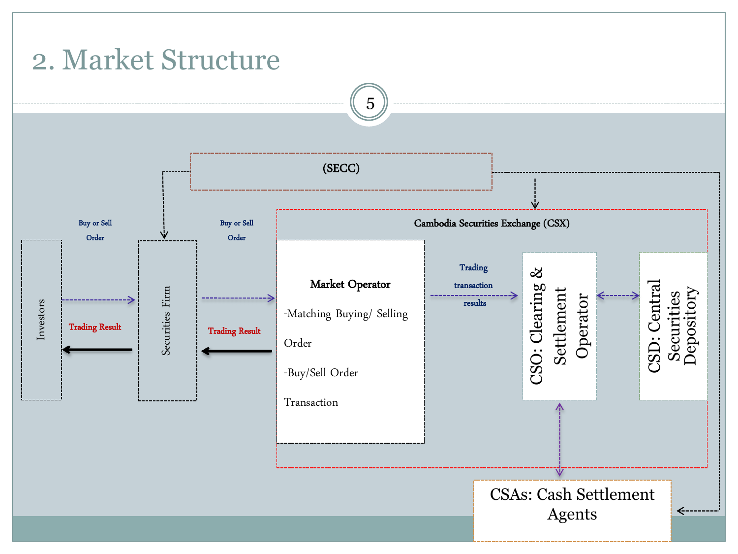# 2. Market Structure

(SECC)

Cambodia Securities Exchange (CSX)

Investors

Buy or Sell Order

Trading Result

Securities Firm

Buy or Sell Order

Trading Result

**Market Operator**

-Matching Buying/ Selling Order

-Buy/Sell Order Transaction

Trading transaction results

CSO: Clearing & Settlement Operator

CSD: Central Securities Depository

CSAs: Cash Settlement Agents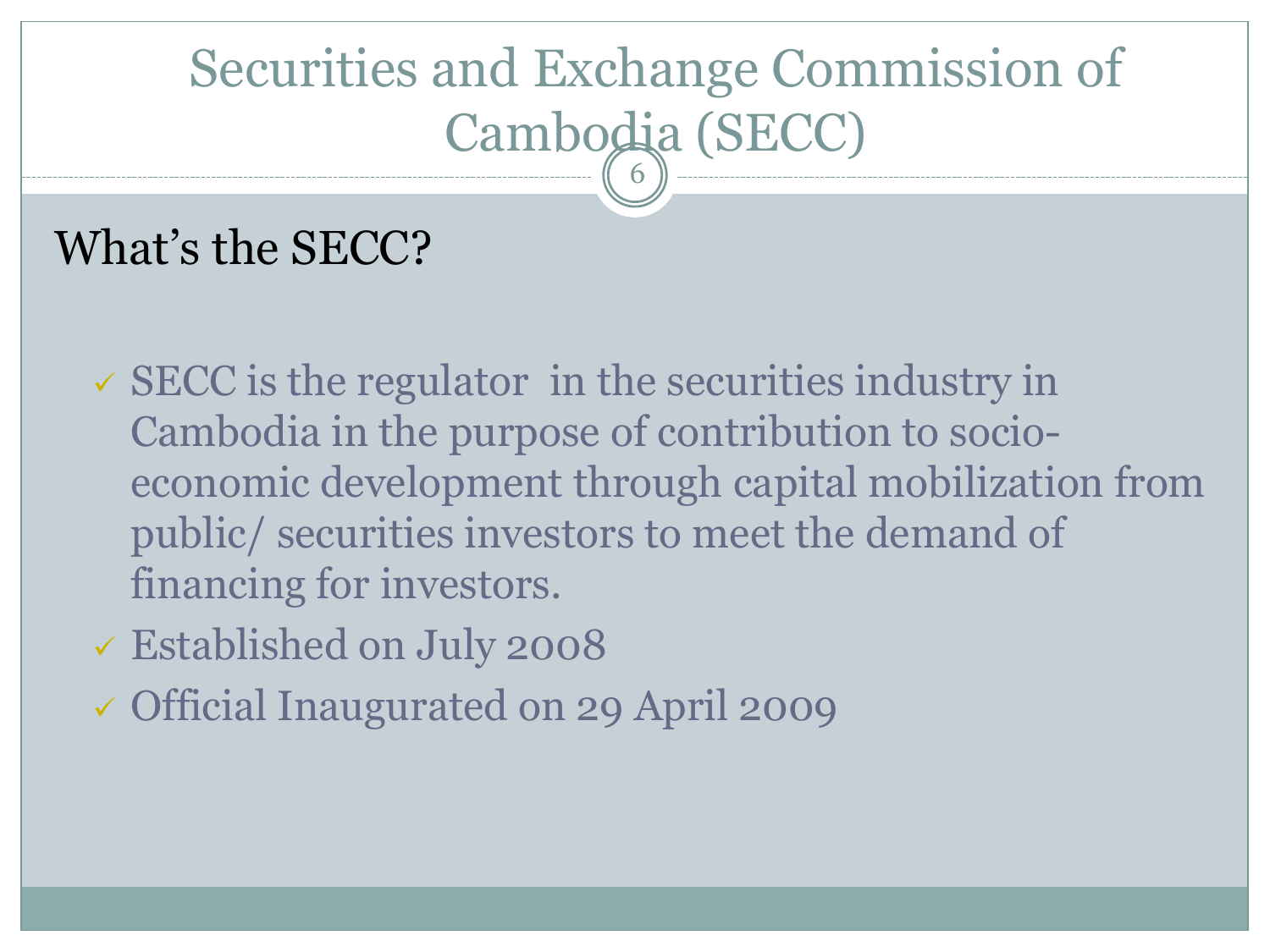# Securities and Exchange Commission of Cambodia (SECC)

## What's the SECC?

- ✓ SECC is the regulator in the securities industry in Cambodia in the purpose of contribution to socio-economic development through capital mobilization from public/ securities investors to meet the demand of financing for investors.
- ✓ Established on July 2008
- ✓ Official Inaugurated on 29 April 2009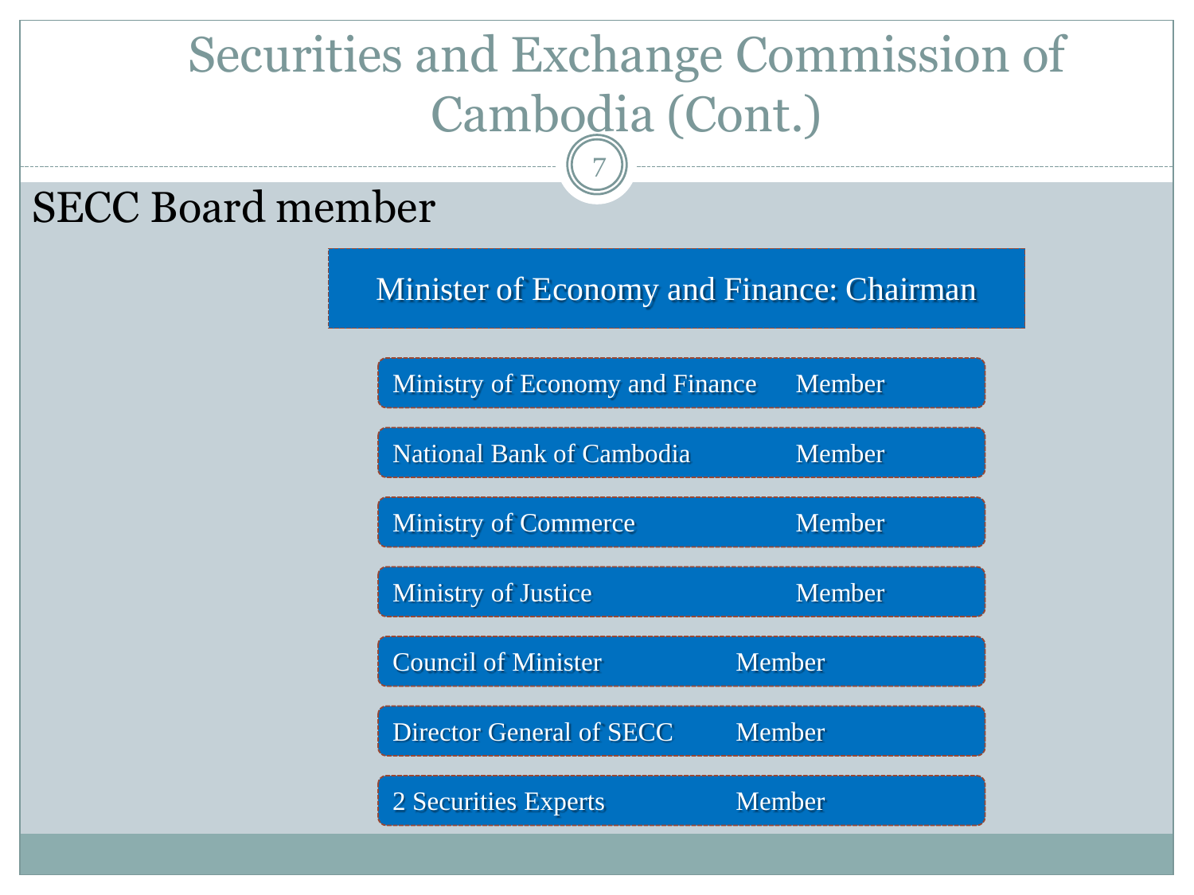# Securities and Exchange Commission of Cambodia (Cont.)

## SECC Board member

**Minister of Economy and Finance: Chairman**

| Institution | Role |
| --- | --- |
| Ministry of Economy and Finance | Member |
| National Bank of Cambodia | Member |
| Ministry of Commerce | Member |
| Ministry of Justice | Member |
| Council of Minister | Member |
| Director General of SECC | Member |
| 2 Securities Experts | Member |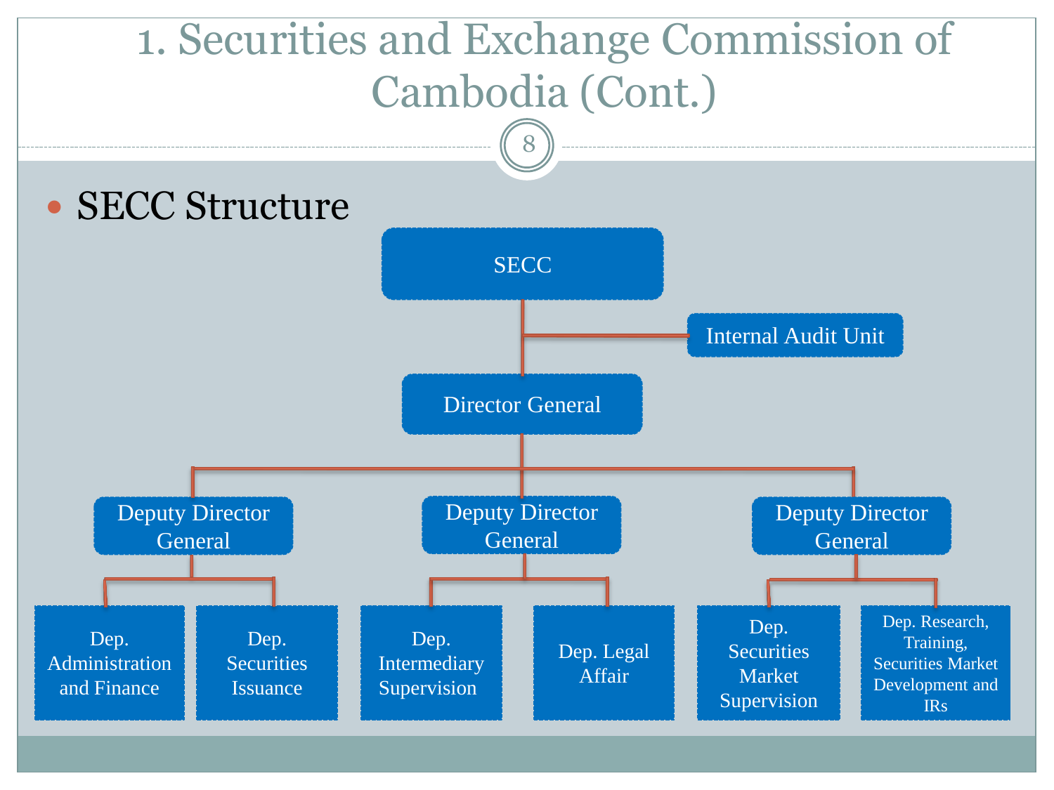# 1. Securities and Exchange Commission of Cambodia (Cont.)

- SECC Structure

- SECC
  - Internal Audit Unit
  - Director General
    - Deputy Director General
      - Dep. Administration and Finance
      - Dep. Securities Issuance
    - Deputy Director General
      - Dep. Intermediary Supervision
      - Dep. Legal Affair
    - Deputy Director General
      - Dep. Securities Market Supervision
      - Dep. Research, Training, Securities Market Development and IRs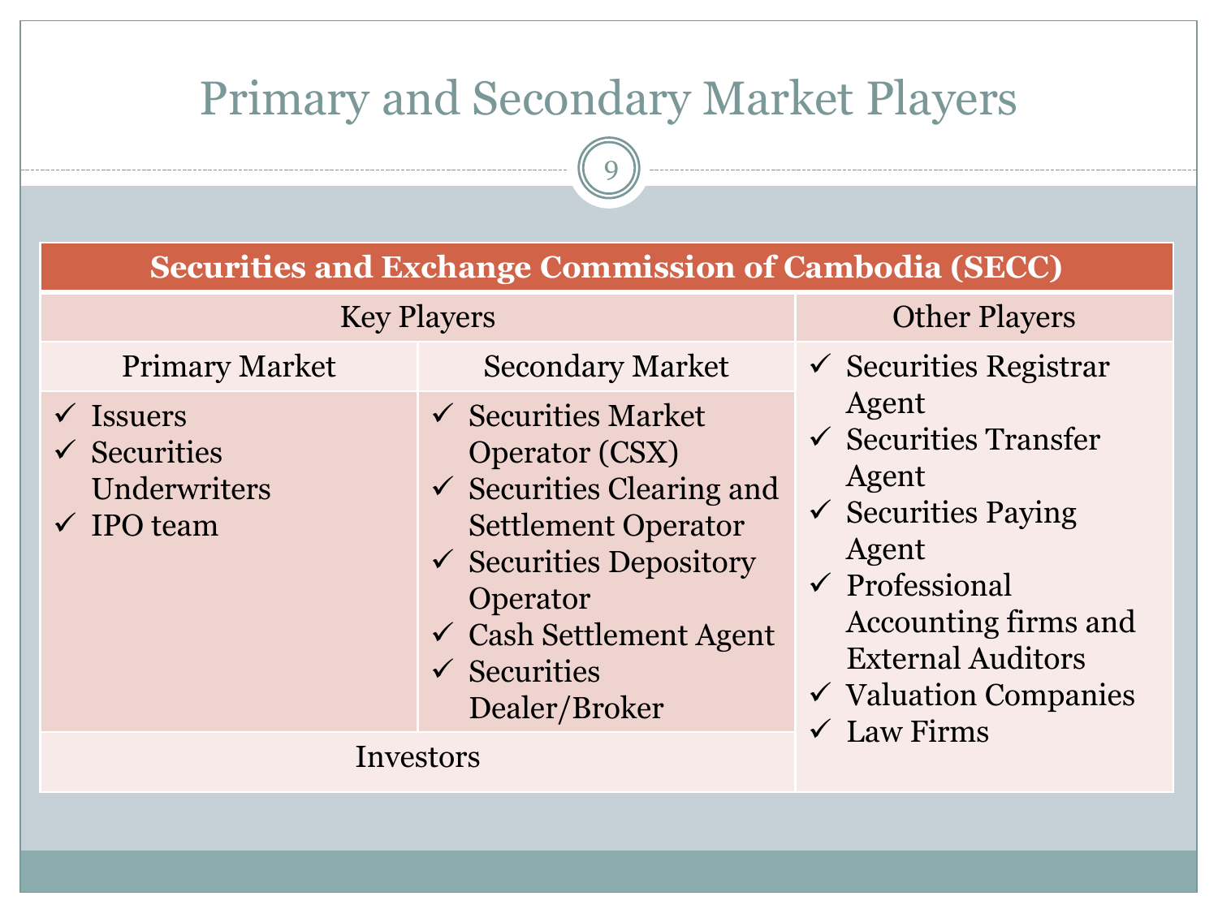# Primary and Secondary Market Players

| Securities and Exchange Commission of Cambodia (SECC) | | |
|---|---|---|
| Key Players | | Other Players |
| Primary Market | Secondary Market | ✓ Securities Registrar Agent<br>✓ Securities Transfer Agent<br>✓ Securities Paying Agent<br>✓ Professional Accounting firms and External Auditors<br>✓ Valuation Companies<br>✓ Law Firms |
| ✓ Issuers<br>✓ Securities Underwriters<br>✓ IPO team | ✓ Securities Market Operator (CSX)<br>✓ Securities Clearing and Settlement Operator<br>✓ Securities Depository Operator<br>✓ Cash Settlement Agent<br>✓ Securities Dealer/Broker | |
| Investors | | |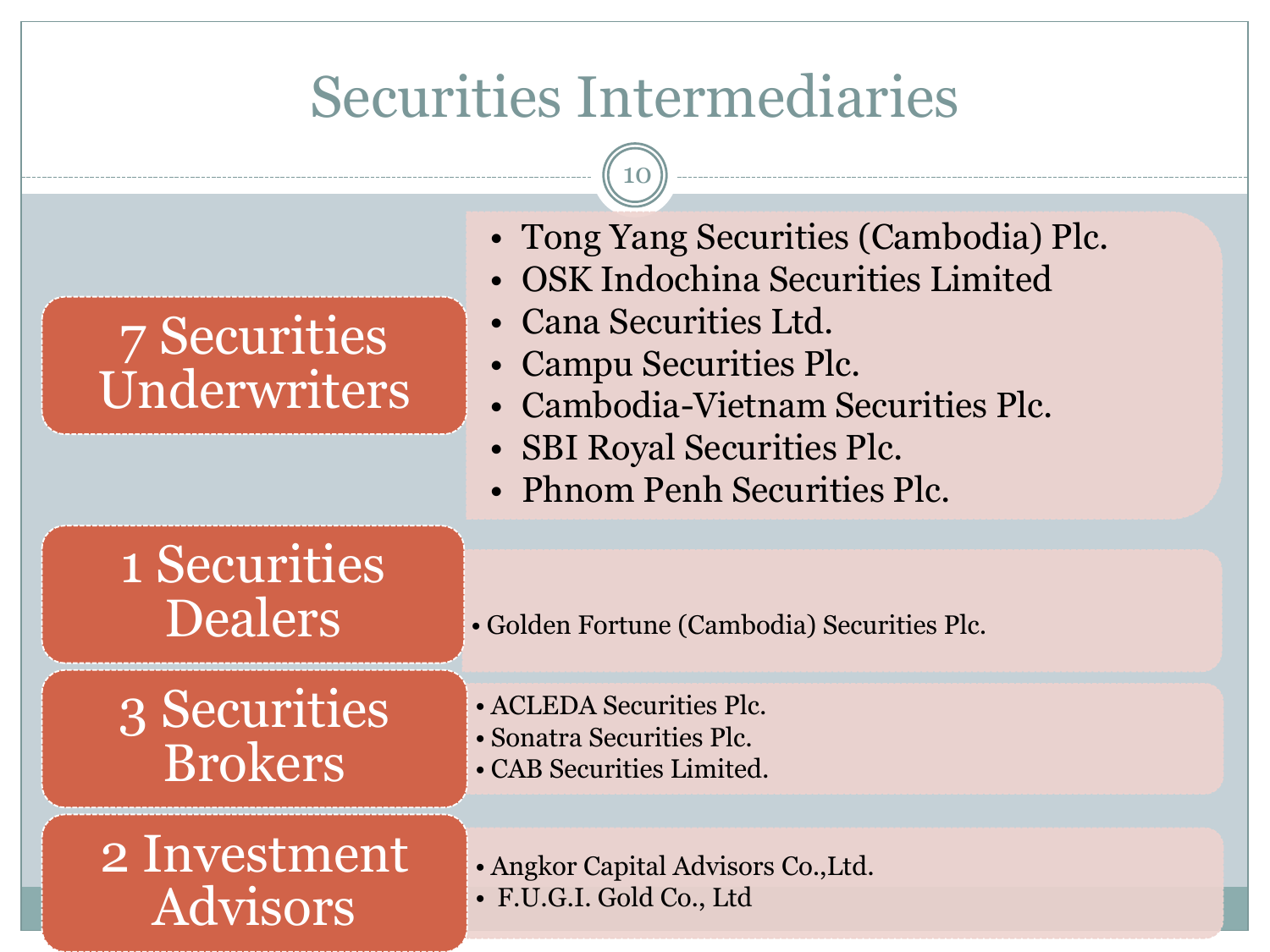# Securities Intermediaries

## 7 Securities Underwriters

- Tong Yang Securities (Cambodia) Plc.
- OSK Indochina Securities Limited
- Cana Securities Ltd.
- Campu Securities Plc.
- Cambodia-Vietnam Securities Plc.
- SBI Royal Securities Plc.
- Phnom Penh Securities Plc.

## 1 Securities Dealers

- Golden Fortune (Cambodia) Securities Plc.

## 3 Securities Brokers

- ACLEDA Securities Plc.
- Sonatra Securities Plc.
- CAB Securities Limited.

## 2 Investment Advisors

- Angkor Capital Advisors Co.,Ltd.
- F.U.G.I. Gold Co., Ltd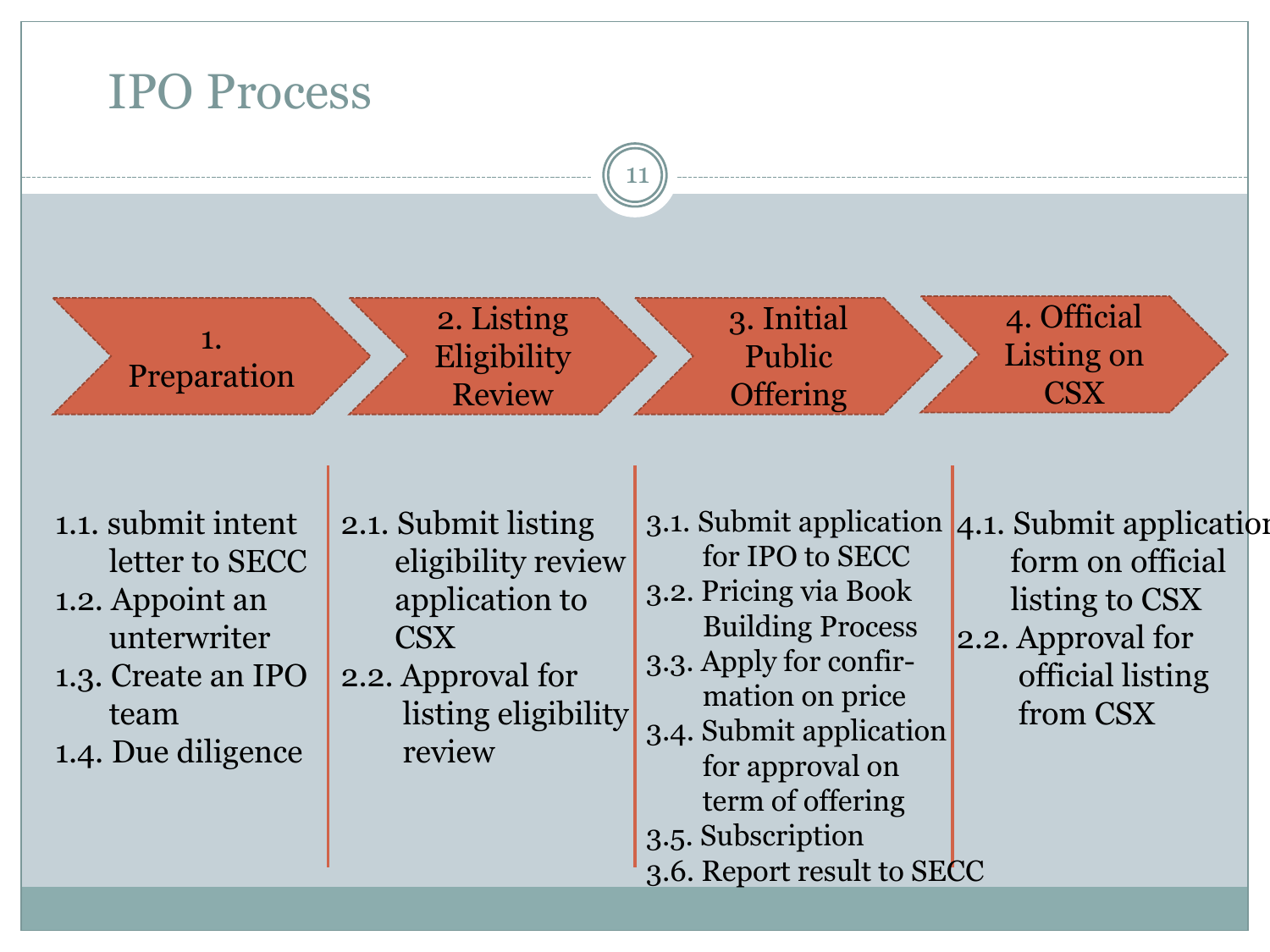# IPO Process

## 1. Preparation

1.1. submit intent letter to SECC
1.2. Appoint an unterwriter
1.3. Create an IPO team
1.4. Due diligence

## 2. Listing Eligibility Review

2.1. Submit listing eligibility review application to CSX
2.2. Approval for listing eligibility review

## 3. Initial Public Offering

3.1. Submit application for IPO to SECC
3.2. Pricing via Book Building Process
3.3. Apply for confirmation on price
3.4. Submit application for approval on term of offering
3.5. Subscription
3.6. Report result to SECC

## 4. Official Listing on CSX

4.1. Submit application form on official listing to CSX
2.2. Approval for official listing from CSX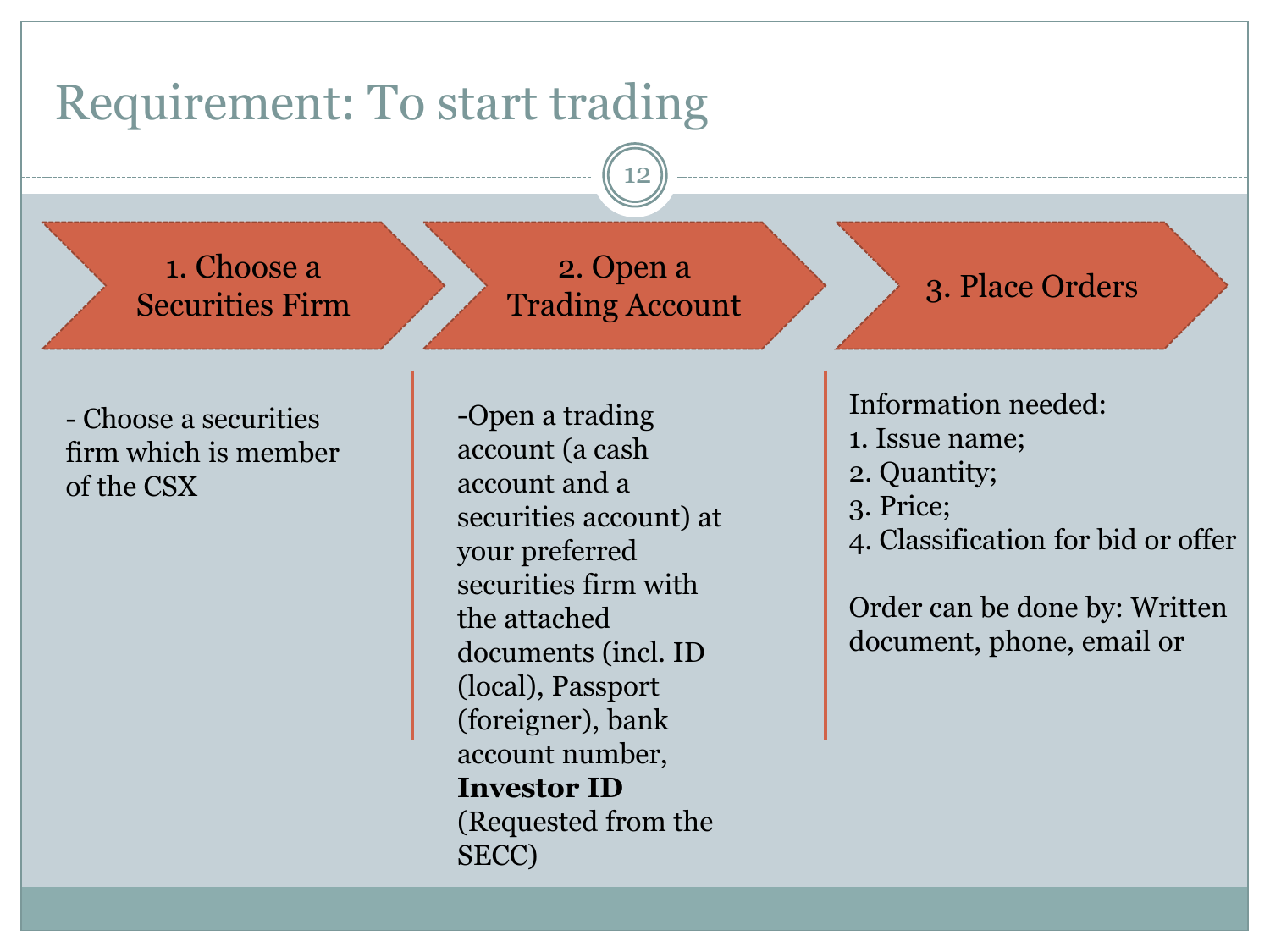# Requirement: To start trading

## 1. Choose a Securities Firm

- Choose a securities firm which is member of the CSX

## 2. Open a Trading Account

-Open a trading account (a cash account and a securities account) at your preferred securities firm with the attached documents (incl. ID (local), Passport (foreigner), bank account number, **Investor ID** (Requested from the SECC)

## 3. Place Orders

Information needed:

1. Issue name;
2. Quantity;
3. Price;
4. Classification for bid or offer

Order can be done by: Written document, phone, email or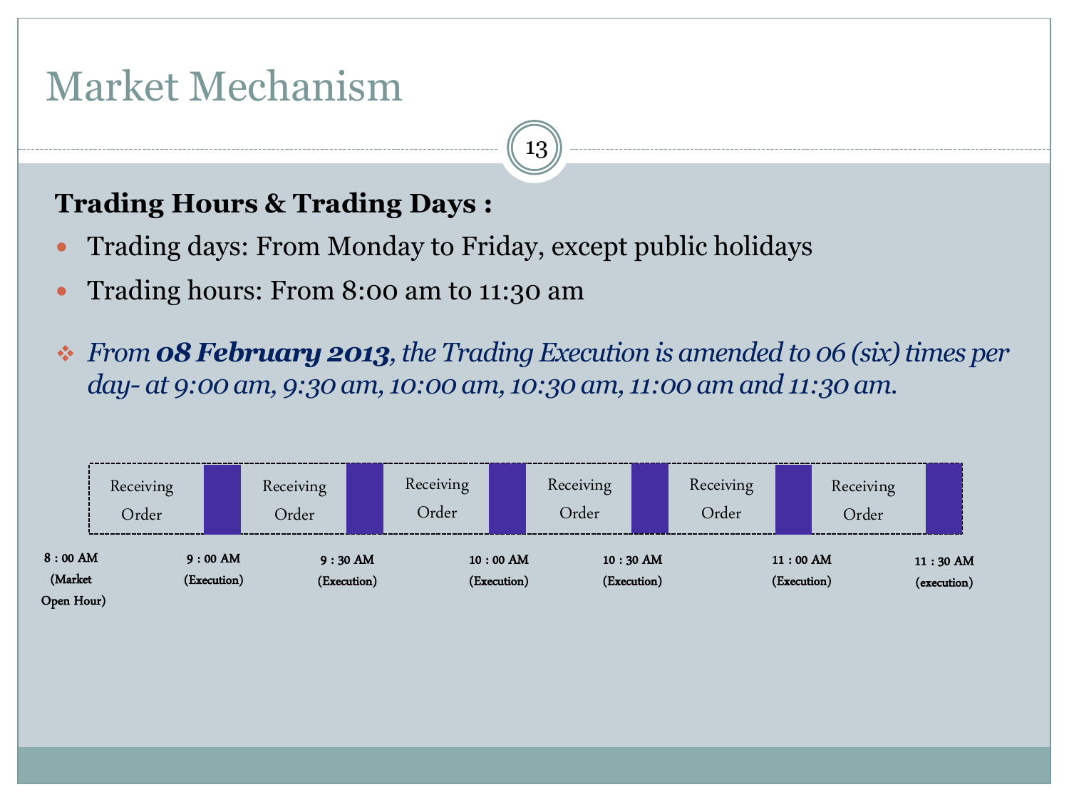# Market Mechanism

**Trading Hours & Trading Days :**

- Trading days: From Monday to Friday, except public holidays
- Trading hours: From 8:00 am to 11:30 am

❖ *From **08 February 2013**, the Trading Execution is amended to 06 (six) times per day- at 9:00 am, 9:30 am, 10:00 am, 10:30 am, 11:00 am and 11:30 am.*

| Receiving Order | | Receiving Order | | Receiving Order | | Receiving Order | | Receiving Order | | Receiving Order | |
|---|---|---|---|---|---|---|---|---|---|---|---|

8 : 00 AM (Market Open Hour) | 9 : 00 AM (Execution) | 9 : 30 AM (Execution) | 10 : 00 AM (Execution) | 10 : 30 AM (Execution) | 11 : 00 AM (Execution) | 11 : 30 AM (execution)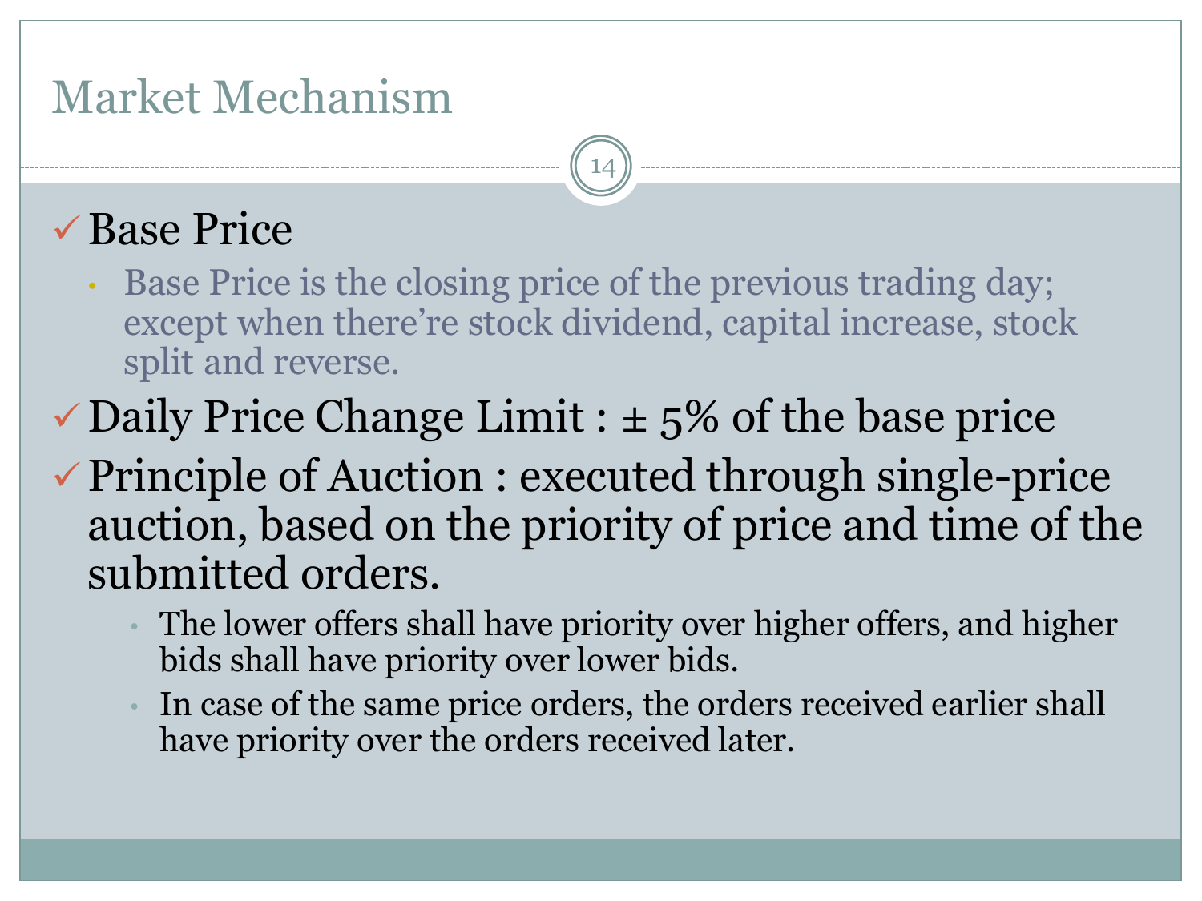# Market Mechanism

- ✓ Base Price
  - Base Price is the closing price of the previous trading day; except when there're stock dividend, capital increase, stock split and reverse.
- ✓ Daily Price Change Limit : ± 5% of the base price
- ✓ Principle of Auction : executed through single-price auction, based on the priority of price and time of the submitted orders.
  - The lower offers shall have priority over higher offers, and higher bids shall have priority over lower bids.
  - In case of the same price orders, the orders received earlier shall have priority over the orders received later.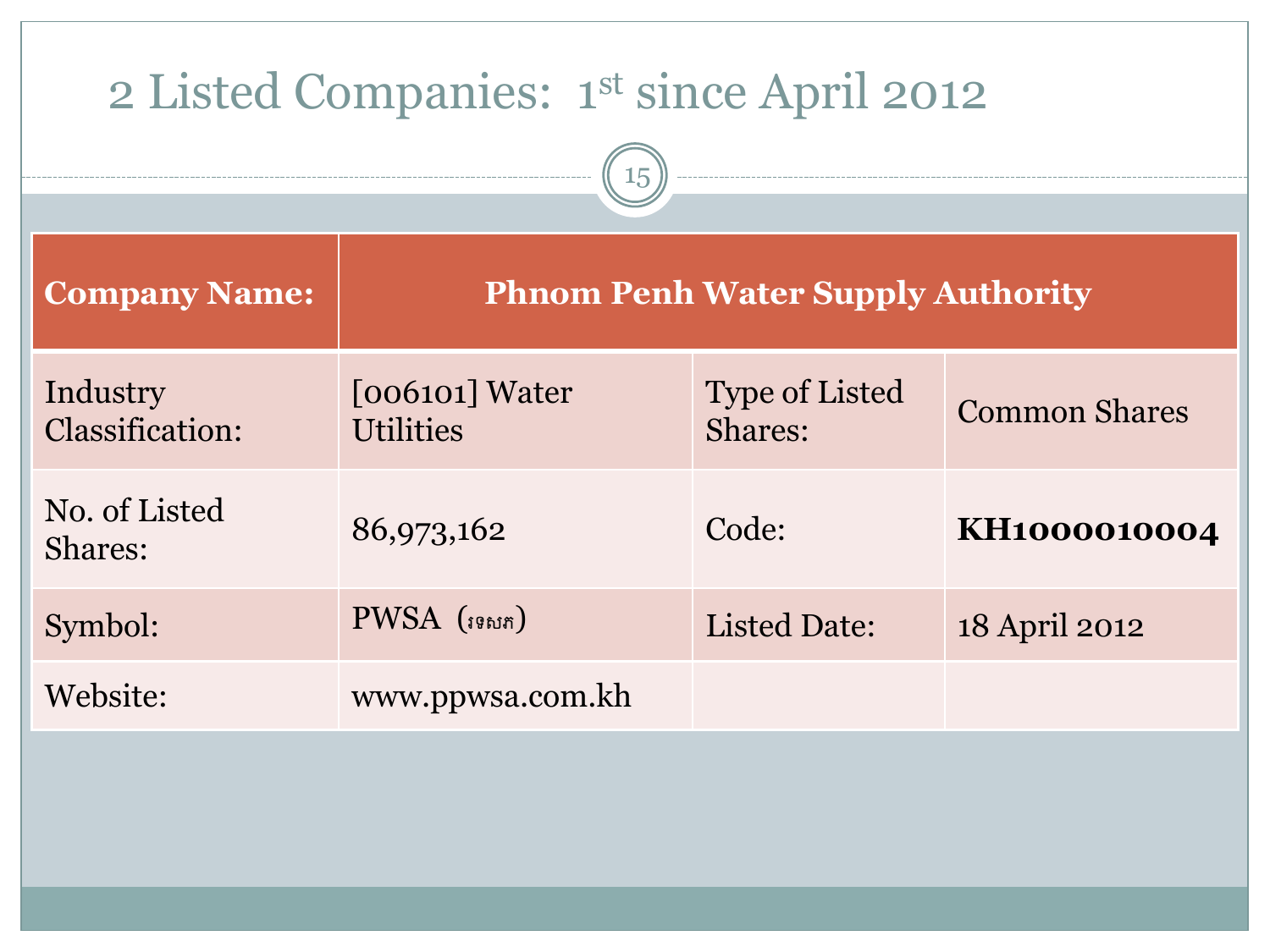# 2 Listed Companies: 1st since April 2012

| **Company Name:** | **Phnom Penh Water Supply Authority** | | |
|---|---|---|---|
| Industry Classification: | [006101] Water Utilities | Type of Listed Shares: | Common Shares |
| No. of Listed Shares: | 86,973,162 | Code: | **KH1000010004** |
| Symbol: | PWSA (រទសភ) | Listed Date: | 18 April 2012 |
| Website: | www.ppwsa.com.kh | | |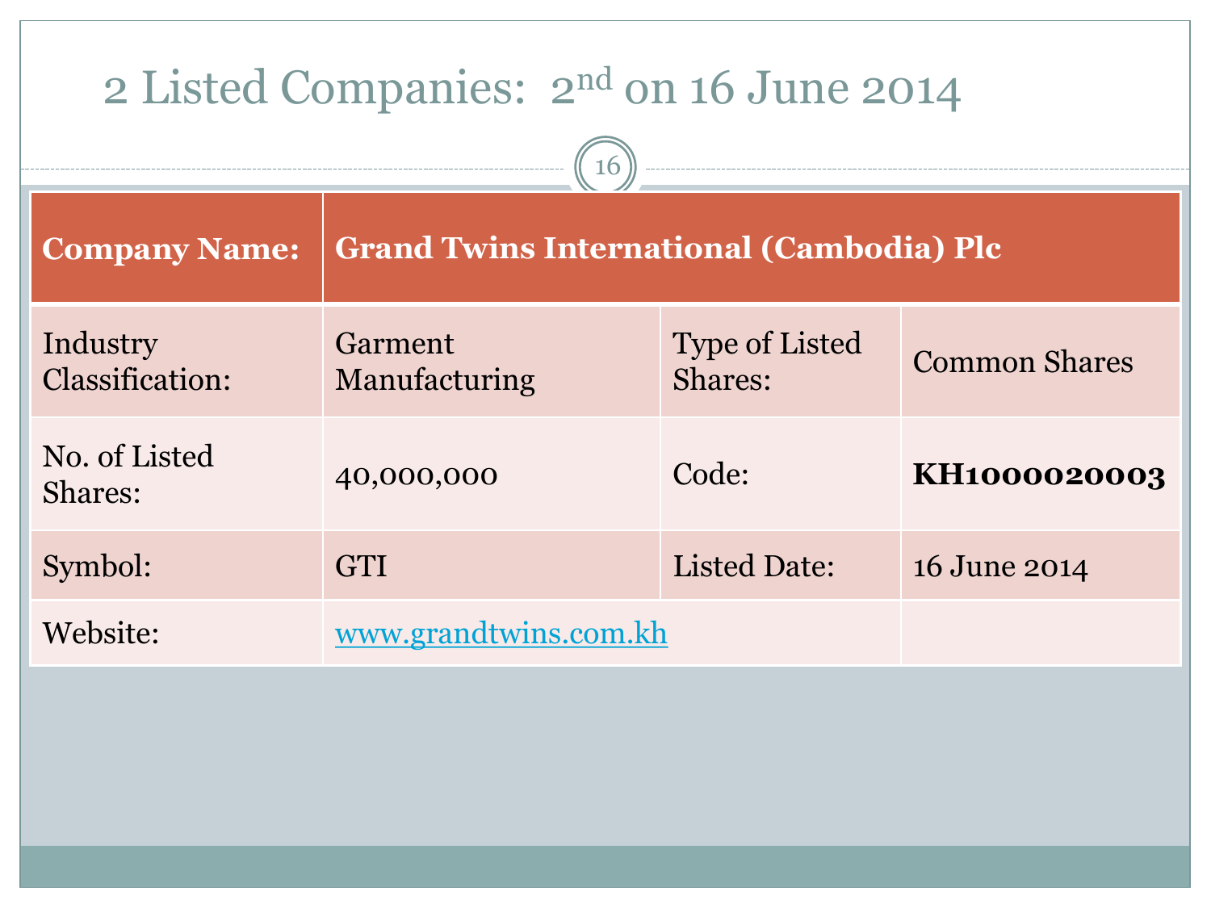# 2 Listed Companies: 2nd on 16 June 2014

| **Company Name:** | **Grand Twins International (Cambodia) Plc** | | |
|---|---|---|---|
| Industry Classification: | Garment Manufacturing | Type of Listed Shares: | Common Shares |
| No. of Listed Shares: | 40,000,000 | Code: | **KH1000020003** |
| Symbol: | GTI | Listed Date: | 16 June 2014 |
| Website: | www.grandtwins.com.kh | | |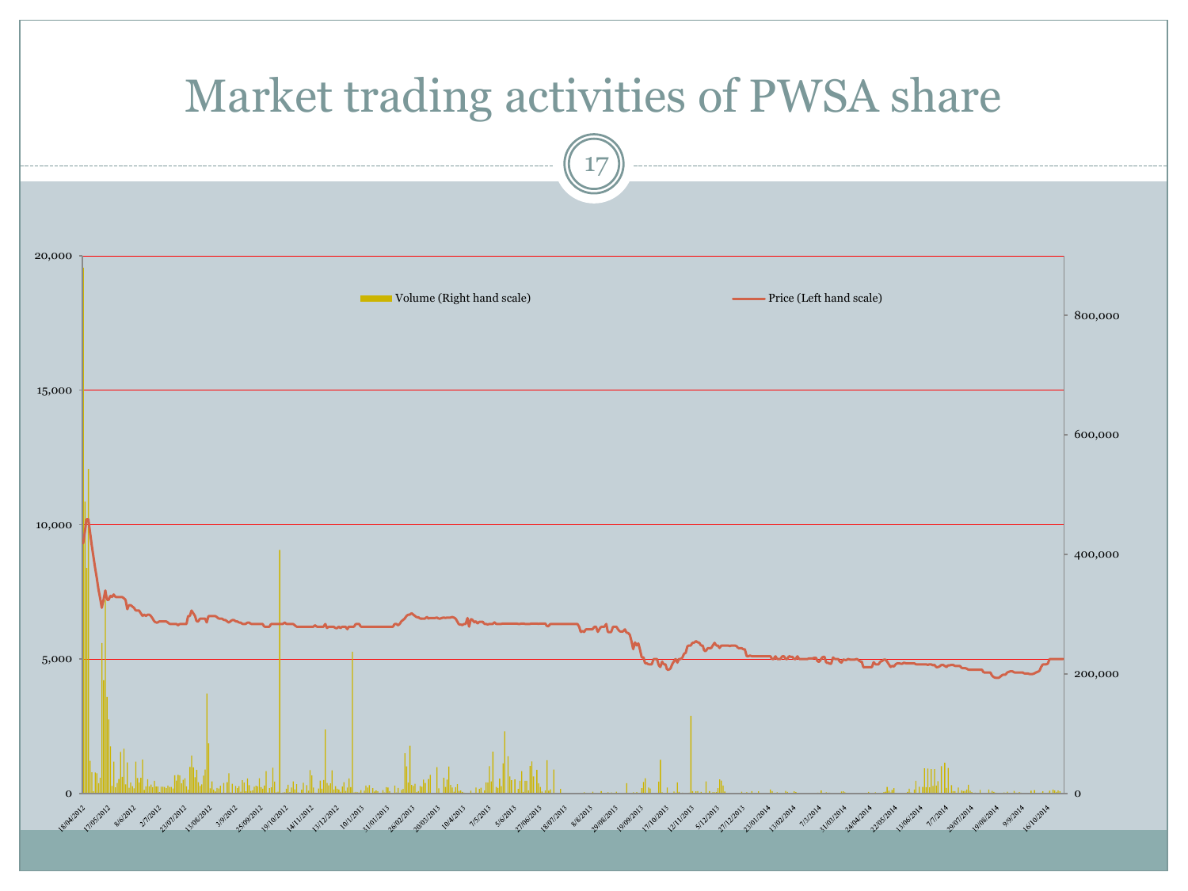# Market trading activities of PWSA share

Volume (Right hand scale)

Price (Left hand scale)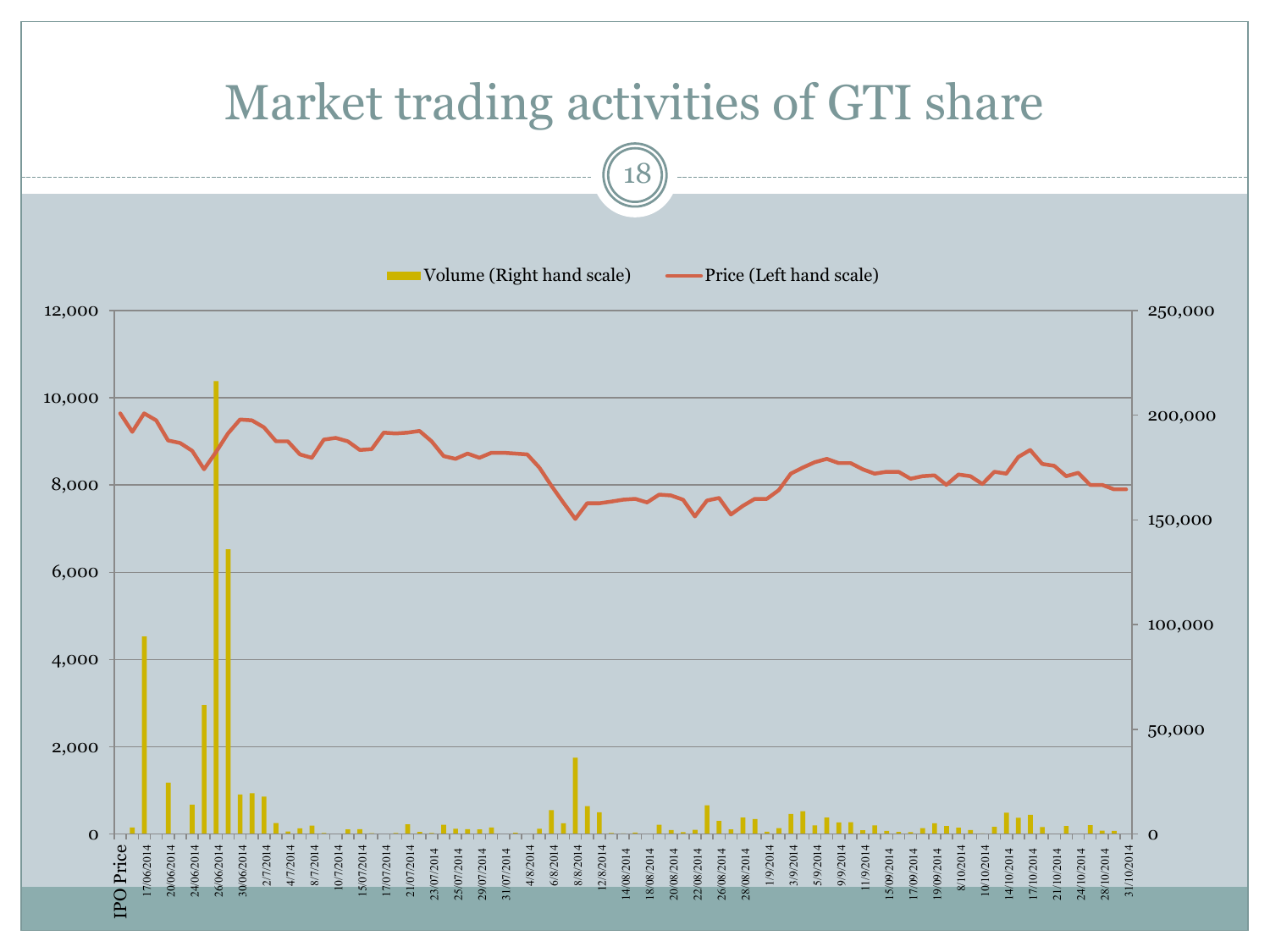# Market trading activities of GTI share

Volume (Right hand scale) — Price (Left hand scale)

Left axis: 0, 2,000, 4,000, 6,000, 8,000, 10,000, 12,000

Right axis: 0, 50,000, 100,000, 150,000, 200,000, 250,000

X-axis: IPO Price, 17/06/2014, 20/06/2014, 24/06/2014, 26/06/2014, 30/06/2014, 2/7/2014, 4/7/2014, 8/7/2014, 10/7/2014, 15/07/2014, 17/07/2014, 21/07/2014, 23/07/2014, 25/07/2014, 29/07/2014, 31/07/2014, 4/8/2014, 6/8/2014, 8/8/2014, 12/8/2014, 14/08/2014, 18/08/2014, 20/08/2014, 22/08/2014, 26/08/2014, 28/08/2014, 1/9/2014, 3/9/2014, 5/9/2014, 9/9/2014, 11/9/2014, 15/09/2014, 17/09/2014, 19/09/2014, 8/10/2014, 10/10/2014, 14/10/2014, 17/10/2014, 21/10/2014, 24/10/2014, 28/10/2014, 31/10/2014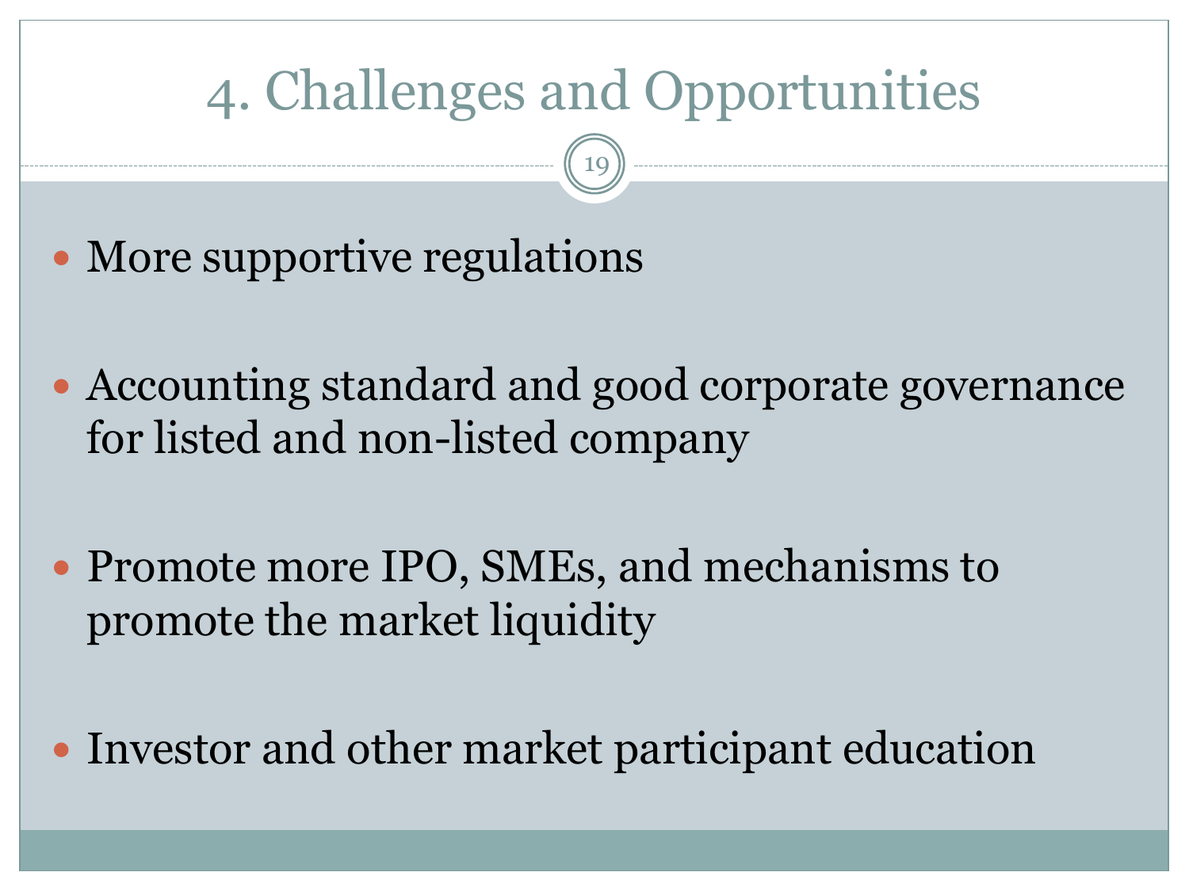# 4. Challenges and Opportunities

- More supportive regulations
- Accounting standard and good corporate governance for listed and non-listed company
- Promote more IPO, SMEs, and mechanisms to promote the market liquidity
- Investor and other market participant education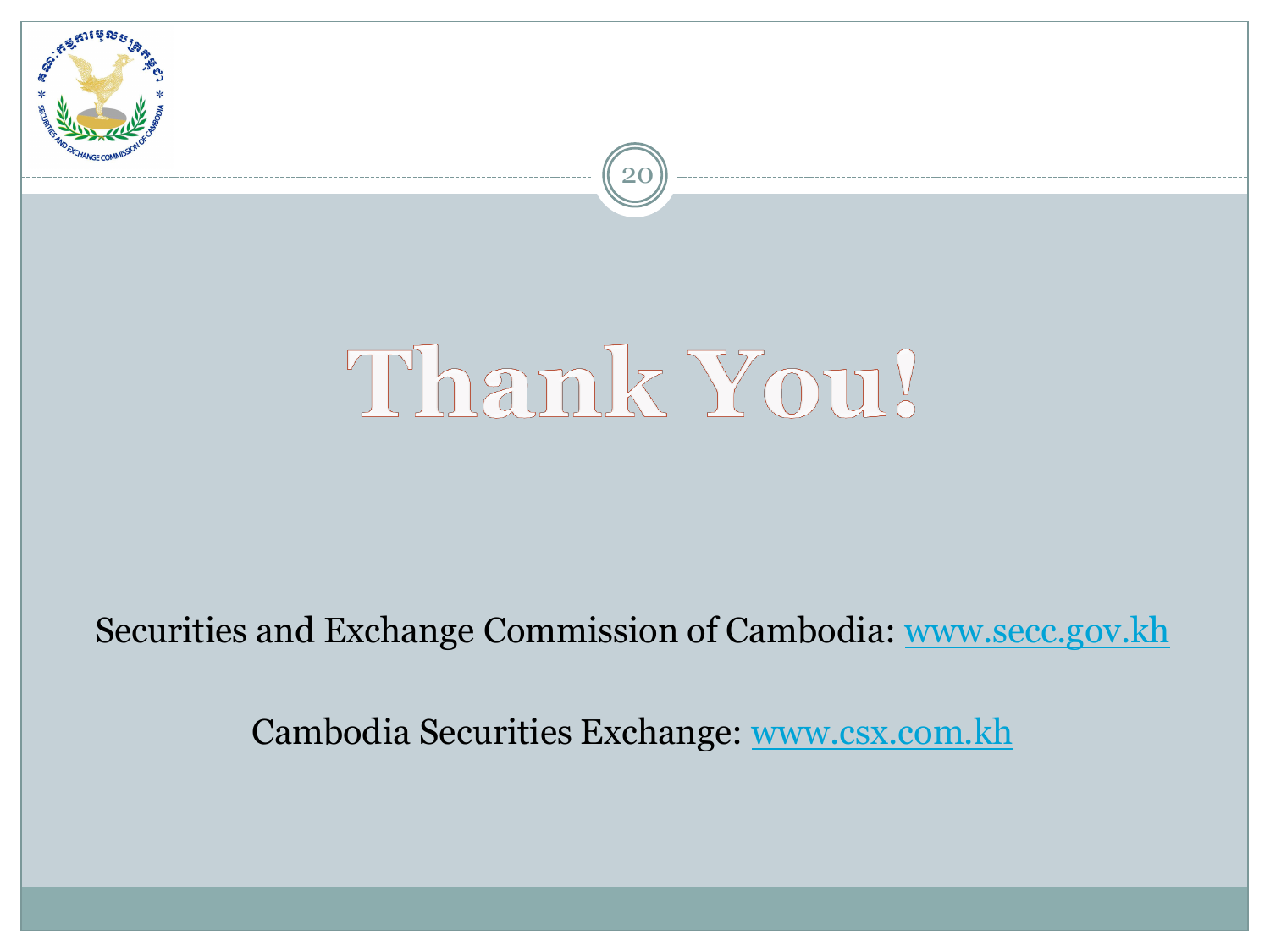# Thank You!

Securities and Exchange Commission of Cambodia: www.secc.gov.kh

Cambodia Securities Exchange: www.csx.com.kh